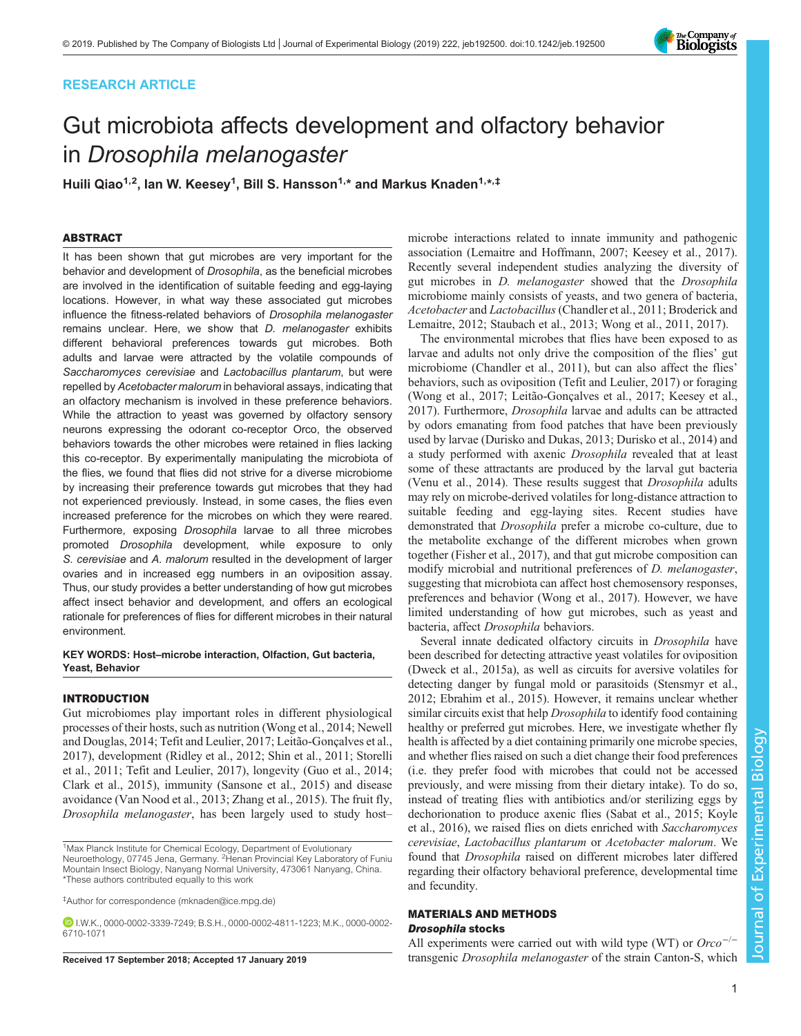RESEARCH ARTICLE

# Gut microbiota affects development and olfactory behavior in *Drosophila melanogaster*

**Huili Qiao[1,2], Ian W. Keesey[1], Bill S. Hansson[1,*] and Markus Knaden[1,*,‡]**

## ABSTRACT

It has been shown that gut microbes are very important for the behavior and development of *Drosophila*, as the beneficial microbes are involved in the identification of suitable feeding and egg-laying locations. However, in what way these associated gut microbes influence the fitness-related behaviors of *Drosophila melanogaster* remains unclear. Here, we show that *D. melanogaster* exhibits different behavioral preferences towards gut microbes. Both adults and larvae were attracted by the volatile compounds of *Saccharomyces cerevisiae* and *Lactobacillus plantarum*, but were repelled by *Acetobacter malorum* in behavioral assays, indicating that an olfactory mechanism is involved in these preference behaviors. While the attraction to yeast was governed by olfactory sensory neurons expressing the odorant co-receptor Orco, the observed behaviors towards the other microbes were retained in flies lacking this co-receptor. By experimentally manipulating the microbiota of the flies, we found that flies did not strive for a diverse microbiome by increasing their preference towards gut microbes that they had not experienced previously. Instead, in some cases, the flies even increased preference for the microbes on which they were reared. Furthermore, exposing *Drosophila* larvae to all three microbes promoted *Drosophila* development, while exposure to only *S. cerevisiae* and *A. malorum* resulted in the development of larger ovaries and in increased egg numbers in an oviposition assay. Thus, our study provides a better understanding of how gut microbes affect insect behavior and development, and offers an ecological rationale for preferences of flies for different microbes in their natural environment.

**KEY WORDS: Host–microbe interaction, Olfaction, Gut bacteria, Yeast, Behavior**

## INTRODUCTION

Gut microbiomes play important roles in different physiological processes of their hosts, such as nutrition (Wong et al., 2014; Newell and Douglas, 2014; Tefit and Leulier, 2017; Leitão-Gonçalves et al., 2017), development (Ridley et al., 2012; Shin et al., 2011; Storelli et al., 2011; Tefit and Leulier, 2017), longevity (Guo et al., 2014; Clark et al., 2015), immunity (Sansone et al., 2015) and disease avoidance (Van Nood et al., 2013; Zhang et al., 2015). The fruit fly, *Drosophila melanogaster*, has been largely used to study host–microbe interactions related to innate immunity and pathogenic association (Lemaitre and Hoffmann, 2007; Keesey et al., 2017). Recently several independent studies analyzing the diversity of gut microbes in *D. melanogaster* showed that the *Drosophila* microbiome mainly consists of yeasts, and two genera of bacteria, *Acetobacter* and *Lactobacillus* (Chandler et al., 2011; Broderick and Lemaitre, 2012; Staubach et al., 2013; Wong et al., 2011, 2017).

The environmental microbes that flies have been exposed to as larvae and adults not only drive the composition of the flies' gut microbiome (Chandler et al., 2011), but can also affect the flies' behaviors, such as oviposition (Tefit and Leulier, 2017) or foraging (Wong et al., 2017; Leitão-Gonçalves et al., 2017; Keesey et al., 2017). Furthermore, *Drosophila* larvae and adults can be attracted by odors emanating from food patches that have been previously used by larvae (Durisko and Dukas, 2013; Durisko et al., 2014) and a study performed with axenic *Drosophila* revealed that at least some of these attractants are produced by the larval gut bacteria (Venu et al., 2014). These results suggest that *Drosophila* adults may rely on microbe-derived volatiles for long-distance attraction to suitable feeding and egg-laying sites. Recent studies have demonstrated that *Drosophila* prefer a microbe co-culture, due to the metabolite exchange of the different microbes when grown together (Fisher et al., 2017), and that gut microbe composition can modify microbial and nutritional preferences of *D. melanogaster*, suggesting that microbiota can affect host chemosensory responses, preferences and behavior (Wong et al., 2017). However, we have limited understanding of how gut microbes, such as yeast and bacteria, affect *Drosophila* behaviors.

Several innate dedicated olfactory circuits in *Drosophila* have been described for detecting attractive yeast volatiles for oviposition (Dweck et al., 2015a), as well as circuits for aversive volatiles for detecting danger by fungal mold or parasitoids (Stensmyr et al., 2012; Ebrahim et al., 2015). However, it remains unclear whether similar circuits exist that help *Drosophila* to identify food containing healthy or preferred gut microbes. Here, we investigate whether fly health is affected by a diet containing primarily one microbe species, and whether flies raised on such a diet change their food preferences (i.e. they prefer food with microbes that could not be accessed previously, and were missing from their dietary intake). To do so, instead of treating flies with antibiotics and/or sterilizing eggs by dechorionation to produce axenic flies (Sabat et al., 2015; Koyle et al., 2016), we raised flies on diets enriched with *Saccharomyces cerevisiae*, *Lactobacillus plantarum* or *Acetobacter malorum*. We found that *Drosophila* raised on different microbes later differed regarding their olfactory behavioral preference, developmental time and fecundity.

## MATERIALS AND METHODS

### *Drosophila* stocks

All experiments were carried out with wild type (WT) or $Orco^{-/-}$ transgenic *Drosophila melanogaster* of the strain Canton-S, which

---

[1]Max Planck Institute for Chemical Ecology, Department of Evolutionary Neuroethology, 07745 Jena, Germany. [2]Henan Provincial Key Laboratory of Funiu Mountain Insect Biology, Nanyang Normal University, 473061 Nanyang, China.
*These authors contributed equally to this work

‡Author for correspondence (mknaden@ice.mpg.de)

I.W.K., 0000-0002-3339-7249; B.S.H., 0000-0002-4811-1223; M.K., 0000-0002-6710-1071

Received 17 September 2018; Accepted 17 January 2019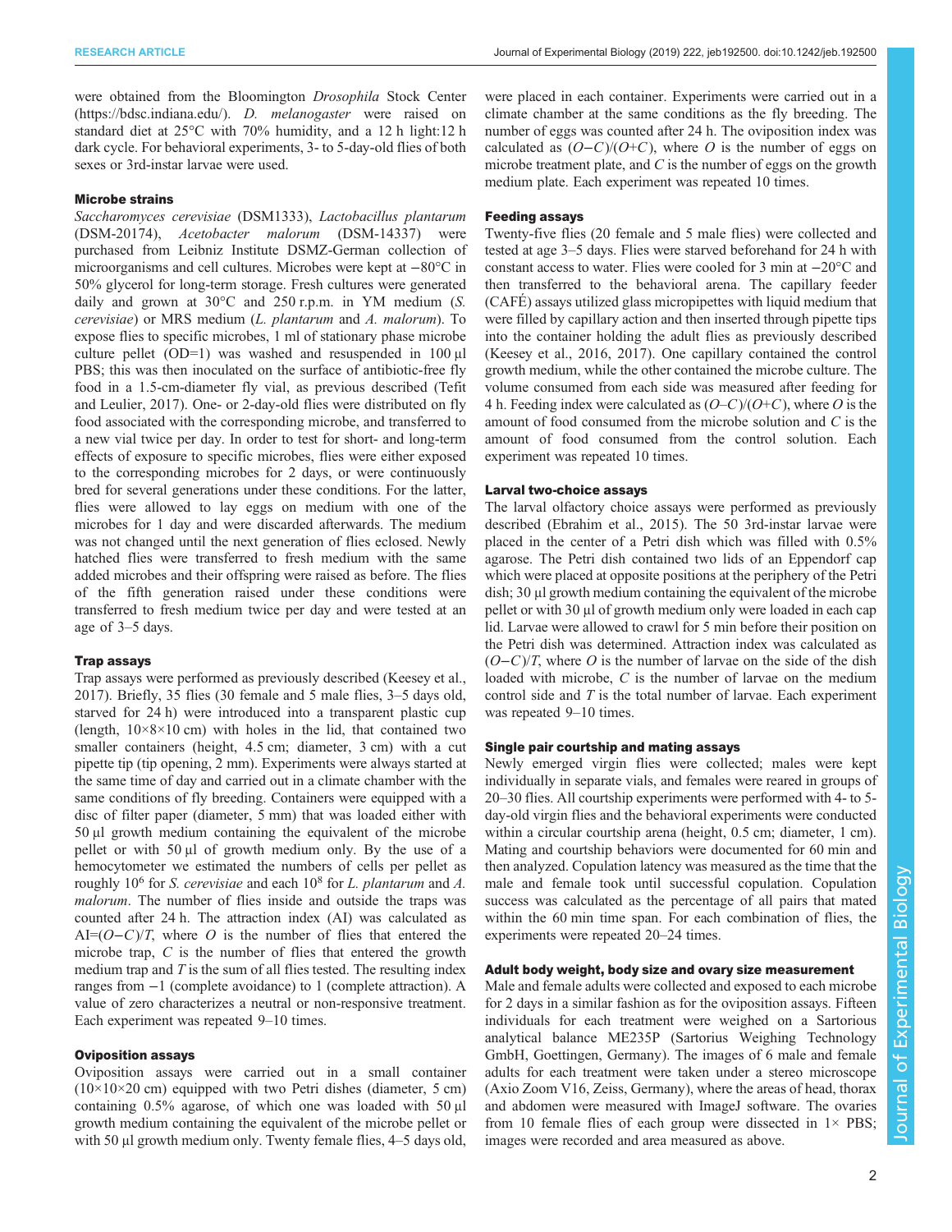were obtained from the Bloomington *Drosophila* Stock Center (https://bdsc.indiana.edu/). *D. melanogaster* were raised on standard diet at 25°C with 70% humidity, and a 12 h light:12 h dark cycle. For behavioral experiments, 3- to 5-day-old flies of both sexes or 3rd-instar larvae were used.

### Microbe strains

*Saccharomyces cerevisiae* (DSM1333), *Lactobacillus plantarum* (DSM-20174), *Acetobacter malorum* (DSM-14337) were purchased from Leibniz Institute DSMZ-German collection of microorganisms and cell cultures. Microbes were kept at −80°C in 50% glycerol for long-term storage. Fresh cultures were generated daily and grown at 30°C and 250 r.p.m. in YM medium (*S. cerevisiae*) or MRS medium (*L. plantarum* and *A. malorum*). To expose flies to specific microbes, 1 ml of stationary phase microbe culture pellet (OD=1) was washed and resuspended in 100 µl PBS; this was then inoculated on the surface of antibiotic-free fly food in a 1.5-cm-diameter fly vial, as previous described (Tefit and Leulier, 2017). One- or 2-day-old flies were distributed on fly food associated with the corresponding microbe, and transferred to a new vial twice per day. In order to test for short- and long-term effects of exposure to specific microbes, flies were either exposed to the corresponding microbes for 2 days, or were continuously bred for several generations under these conditions. For the latter, flies were allowed to lay eggs on medium with one of the microbes for 1 day and were discarded afterwards. The medium was not changed until the next generation of flies eclosed. Newly hatched flies were transferred to fresh medium with the same added microbes and their offspring were raised as before. The flies of the fifth generation raised under these conditions were transferred to fresh medium twice per day and were tested at an age of 3–5 days.

### Trap assays

Trap assays were performed as previously described (Keesey et al., 2017). Briefly, 35 flies (30 female and 5 male flies, 3–5 days old, starved for 24 h) were introduced into a transparent plastic cup (length, 10×8×10 cm) with holes in the lid, that contained two smaller containers (height, 4.5 cm; diameter, 3 cm) with a cut pipette tip (tip opening, 2 mm). Experiments were always started at the same time of day and carried out in a climate chamber with the same conditions of fly breeding. Containers were equipped with a disc of filter paper (diameter, 5 mm) that was loaded either with 50 µl growth medium containing the equivalent of the microbe pellet or with 50 µl of growth medium only. By the use of a hemocytometer we estimated the numbers of cells per pellet as roughly $10^6$ for *S. cerevisiae* and each $10^8$ for *L. plantarum* and *A. malorum*. The number of flies inside and outside the traps was counted after 24 h. The attraction index (AI) was calculated as $\mathrm{AI}=(O-C)/T$, where $O$ is the number of flies that entered the microbe trap, $C$ is the number of flies that entered the growth medium trap and $T$ is the sum of all flies tested. The resulting index ranges from −1 (complete avoidance) to 1 (complete attraction). A value of zero characterizes a neutral or non-responsive treatment. Each experiment was repeated 9–10 times.

### Oviposition assays

Oviposition assays were carried out in a small container (10×10×20 cm) equipped with two Petri dishes (diameter, 5 cm) containing 0.5% agarose, of which one was loaded with 50 µl growth medium containing the equivalent of the microbe pellet or with 50 µl growth medium only. Twenty female flies, 4–5 days old, were placed in each container. Experiments were carried out in a climate chamber at the same conditions as the fly breeding. The number of eggs was counted after 24 h. The oviposition index was calculated as $(O-C)/(O+C)$, where $O$ is the number of eggs on microbe treatment plate, and $C$ is the number of eggs on the growth medium plate. Each experiment was repeated 10 times.

### Feeding assays

Twenty-five flies (20 female and 5 male flies) were collected and tested at age 3–5 days. Flies were starved beforehand for 24 h with constant access to water. Flies were cooled for 3 min at −20°C and then transferred to the behavioral arena. The capillary feeder (CAFÉ) assays utilized glass micropipettes with liquid medium that were filled by capillary action and then inserted through pipette tips into the container holding the adult flies as previously described (Keesey et al., 2016, 2017). One capillary contained the control growth medium, while the other contained the microbe culture. The volume consumed from each side was measured after feeding for 4 h. Feeding index were calculated as $(O–C)/(O+C)$, where $O$ is the amount of food consumed from the microbe solution and $C$ is the amount of food consumed from the control solution. Each experiment was repeated 10 times.

### Larval two-choice assays

The larval olfactory choice assays were performed as previously described (Ebrahim et al., 2015). The 50 3rd-instar larvae were placed in the center of a Petri dish which was filled with 0.5% agarose. The Petri dish contained two lids of an Eppendorf cap which were placed at opposite positions at the periphery of the Petri dish; 30 µl growth medium containing the equivalent of the microbe pellet or with 30 µl of growth medium only were loaded in each cap lid. Larvae were allowed to crawl for 5 min before their position on the Petri dish was determined. Attraction index was calculated as $(O-C)/T$, where $O$ is the number of larvae on the side of the dish loaded with microbe, $C$ is the number of larvae on the medium control side and $T$ is the total number of larvae. Each experiment was repeated 9–10 times.

### Single pair courtship and mating assays

Newly emerged virgin flies were collected; males were kept individually in separate vials, and females were reared in groups of 20–30 flies. All courtship experiments were performed with 4- to 5-day-old virgin flies and the behavioral experiments were conducted within a circular courtship arena (height, 0.5 cm; diameter, 1 cm). Mating and courtship behaviors were documented for 60 min and then analyzed. Copulation latency was measured as the time that the male and female took until successful copulation. Copulation success was calculated as the percentage of all pairs that mated within the 60 min time span. For each combination of flies, the experiments were repeated 20–24 times.

### Adult body weight, body size and ovary size measurement

Male and female adults were collected and exposed to each microbe for 2 days in a similar fashion as for the oviposition assays. Fifteen individuals for each treatment were weighed on a Sartorius analytical balance ME235P (Sartorius Weighing Technology GmbH, Goettingen, Germany). The images of 6 male and female adults for each treatment were taken under a stereo microscope (Axio Zoom V16, Zeiss, Germany), where the areas of head, thorax and abdomen were measured with ImageJ software. The ovaries from 10 female flies of each group were dissected in 1× PBS; images were recorded and area measured as above.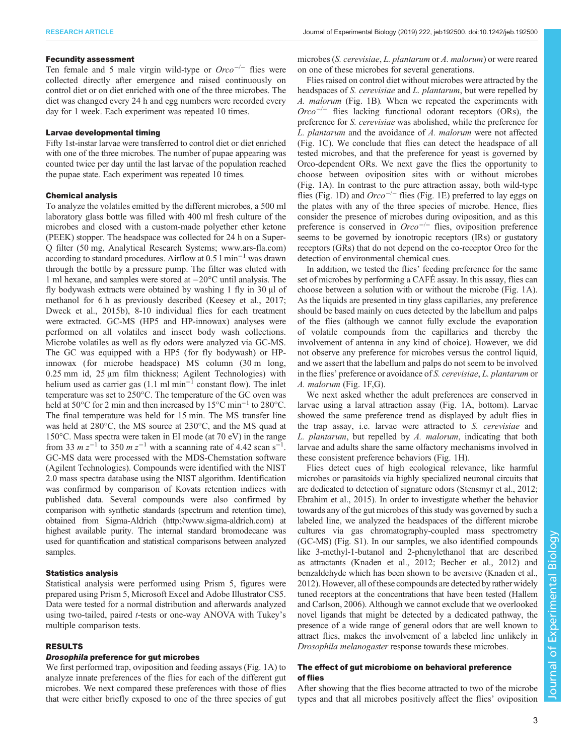### Fecundity assessment

Ten female and 5 male virgin wild-type or *Orco*$^{-/-}$ flies were collected directly after emergence and raised continuously on control diet or on diet enriched with one of the three microbes. The diet was changed every 24 h and egg numbers were recorded every day for 1 week. Each experiment was repeated 10 times.

### Larvae developmental timing

Fifty 1st-instar larvae were transferred to control diet or diet enriched with one of the three microbes. The number of pupae appearing was counted twice per day until the last larvae of the population reached the pupae state. Each experiment was repeated 10 times.

### Chemical analysis

To analyze the volatiles emitted by the different microbes, a 500 ml laboratory glass bottle was filled with 400 ml fresh culture of the microbes and closed with a custom-made polyether ether ketone (PEEK) stopper. The headspace was collected for 24 h on a Super-Q filter (50 mg, Analytical Research Systems; www.ars-fla.com) according to standard procedures. Airflow at 0.5 l min$^{-1}$ was drawn through the bottle by a pressure pump. The filter was eluted with 1 ml hexane, and samples were stored at −20°C until analysis. The fly bodywash extracts were obtained by washing 1 fly in 30 µl of methanol for 6 h as previously described (Keesey et al., 2017; Dweck et al., 2015b), 8-10 individual flies for each treatment were extracted. GC-MS (HP5 and HP-innowax) analyses were performed on all volatiles and insect body wash collections. Microbe volatiles as well as fly odors were analyzed via GC-MS. The GC was equipped with a HP5 (for fly bodywash) or HP-innowax (for microbe headspace) MS column (30 m long, 0.25 mm id, 25 µm film thickness; Agilent Technologies) with helium used as carrier gas (1.1 ml min$^{-1}$ constant flow). The inlet temperature was set to 250°C. The temperature of the GC oven was held at 50°C for 2 min and then increased by 15°C min$^{-1}$ to 280°C. The final temperature was held for 15 min. The MS transfer line was held at 280°C, the MS source at 230°C, and the MS quad at 150°C. Mass spectra were taken in EI mode (at 70 eV) in the range from 33 $m\,z^{-1}$ to 350 $m\,z^{-1}$ with a scanning rate of 4.42 scan s$^{-1}$. GC-MS data were processed with the MDS-Chemstation software (Agilent Technologies). Compounds were identified with the NIST 2.0 mass spectra database using the NIST algorithm. Identification was confirmed by comparison of Kovats retention indices with published data. Several compounds were also confirmed by comparison with synthetic standards (spectrum and retention time), obtained from Sigma-Aldrich (http://www.sigma-aldrich.com) at highest available purity. The internal standard bromodecane was used for quantification and statistical comparisons between analyzed samples.

### Statistics analysis

Statistical analysis were performed using Prism 5, figures were prepared using Prism 5, Microsoft Excel and Adobe Illustrator CS5. Data were tested for a normal distribution and afterwards analyzed using two-tailed, paired *t*-tests or one-way ANOVA with Tukey's multiple comparison tests.

## RESULTS

### *Drosophila* preference for gut microbes

We first performed trap, oviposition and feeding assays (Fig. 1A) to analyze innate preferences of the flies for each of the different gut microbes. We next compared these preferences with those of flies that were either briefly exposed to one of the three species of gut microbes (*S. cerevisiae*, *L. plantarum* or *A. malorum*) or were reared on one of these microbes for several generations.

Flies raised on control diet without microbes were attracted by the headspaces of *S. cerevisiae* and *L. plantarum*, but were repelled by *A. malorum* (Fig. 1B). When we repeated the experiments with *Orco*$^{-/-}$ flies lacking functional odorant receptors (ORs), the preference for *S. cerevisiae* was abolished, while the preference for *L. plantarum* and the avoidance of *A. malorum* were not affected (Fig. 1C). We conclude that flies can detect the headspace of all tested microbes, and that the preference for yeast is governed by Orco-dependent ORs. We next gave the flies the opportunity to choose between oviposition sites with or without microbes (Fig. 1A). In contrast to the pure attraction assay, both wild-type flies (Fig. 1D) and *Orco*$^{-/-}$ flies (Fig. 1E) preferred to lay eggs on the plates with any of the three species of microbe. Hence, flies consider the presence of microbes during oviposition, and as this preference is conserved in *Orco*$^{-/-}$ flies, oviposition preference seems to be governed by ionotropic receptors (IRs) or gustatory receptors (GRs) that do not depend on the co-receptor Orco for the detection of environmental chemical cues.

In addition, we tested the flies' feeding preference for the same set of microbes by performing a CAFÉ assay. In this assay, flies can choose between a solution with or without the microbe (Fig. 1A). As the liquids are presented in tiny glass capillaries, any preference should be based mainly on cues detected by the labellum and palps of the flies (although we cannot fully exclude the evaporation of volatile compounds from the capillaries and thereby the involvement of antenna in any kind of choice). However, we did not observe any preference for microbes versus the control liquid, and we assert that the labellum and palps do not seem to be involved in the flies' preference or avoidance of *S. cerevisiae*, *L. plantarum* or *A. malorum* (Fig. 1F,G).

We next asked whether the adult preferences are conserved in larvae using a larval attraction assay (Fig. 1A, bottom). Larvae showed the same preference trend as displayed by adult flies in the trap assay, i.e. larvae were attracted to *S. cerevisiae* and *L. plantarum*, but repelled by *A. malorum*, indicating that both larvae and adults share the same olfactory mechanisms involved in these consistent preference behaviors (Fig. 1H).

Flies detect cues of high ecological relevance, like harmful microbes or parasitoids via highly specialized neuronal circuits that are dedicated to detection of signature odors (Stensmyr et al., 2012; Ebrahim et al., 2015). In order to investigate whether the behavior towards any of the gut microbes of this study was governed by such a labeled line, we analyzed the headspaces of the different microbe cultures via gas chromatography-coupled mass spectrometry (GC-MS) (Fig. S1). In our samples, we also identified compounds like 3-methyl-1-butanol and 2-phenylethanol that are described as attractants (Knaden et al., 2012; Becher et al., 2012) and benzaldehyde which has been shown to be aversive (Knaden et al., 2012). However, all of these compounds are detected by rather widely tuned receptors at the concentrations that have been tested (Hallem and Carlson, 2006). Although we cannot exclude that we overlooked novel ligands that might be detected by a dedicated pathway, the presence of a wide range of general odors that are well known to attract flies, makes the involvement of a labeled line unlikely in *Drosophila melanogaster* response towards these microbes.

### The effect of gut microbiome on behavioral preference of flies

After showing that the flies become attracted to two of the microbe types and that all microbes positively affect the flies' oviposition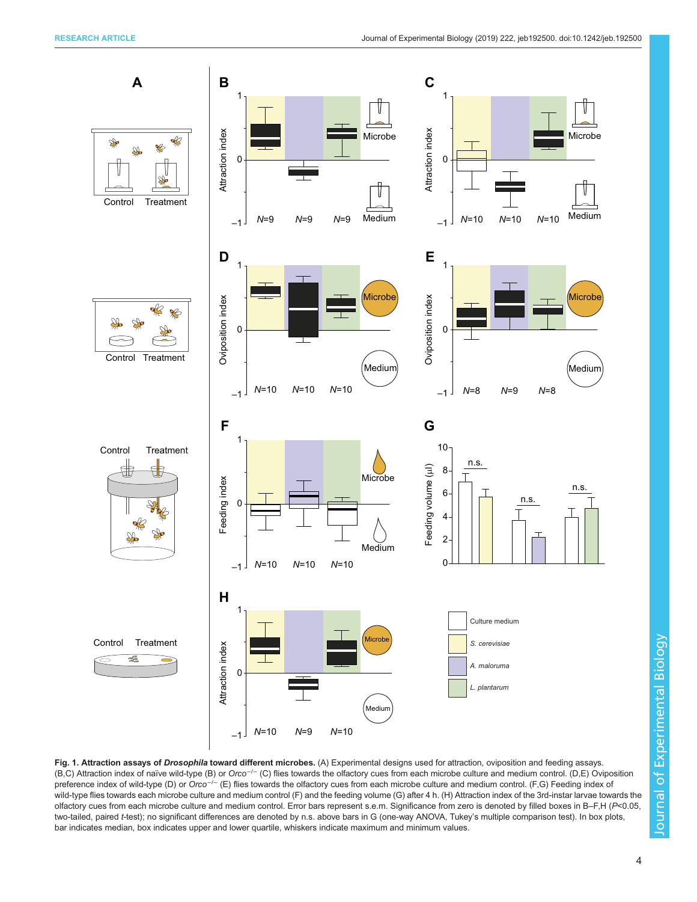**Fig. 1. Attraction assays of *Drosophila* toward different microbes.** (A) Experimental designs used for attraction, oviposition and feeding assays. (B,C) Attraction index of naïve wild-type (B) or *Orco*$^{-/-}$ (C) flies towards the olfactory cues from each microbe culture and medium control. (D,E) Oviposition preference index of wild-type (D) or *Orco*$^{-/-}$ (E) flies towards the olfactory cues from each microbe culture and medium control. (F,G) Feeding index of wild-type flies towards each microbe culture and medium control (F) and the feeding volume (G) after 4 h. (H) Attraction index of the 3rd-instar larvae towards the olfactory cues from each microbe culture and medium control. Error bars represent s.e.m. Significance from zero is denoted by filled boxes in B–F,H ($P<0.05$, two-tailed, paired *t*-test); no significant differences are denoted by n.s. above bars in G (one-way ANOVA, Tukey's multiple comparison test). In box plots, bar indicates median, box indicates upper and lower quartile, whiskers indicate maximum and minimum values.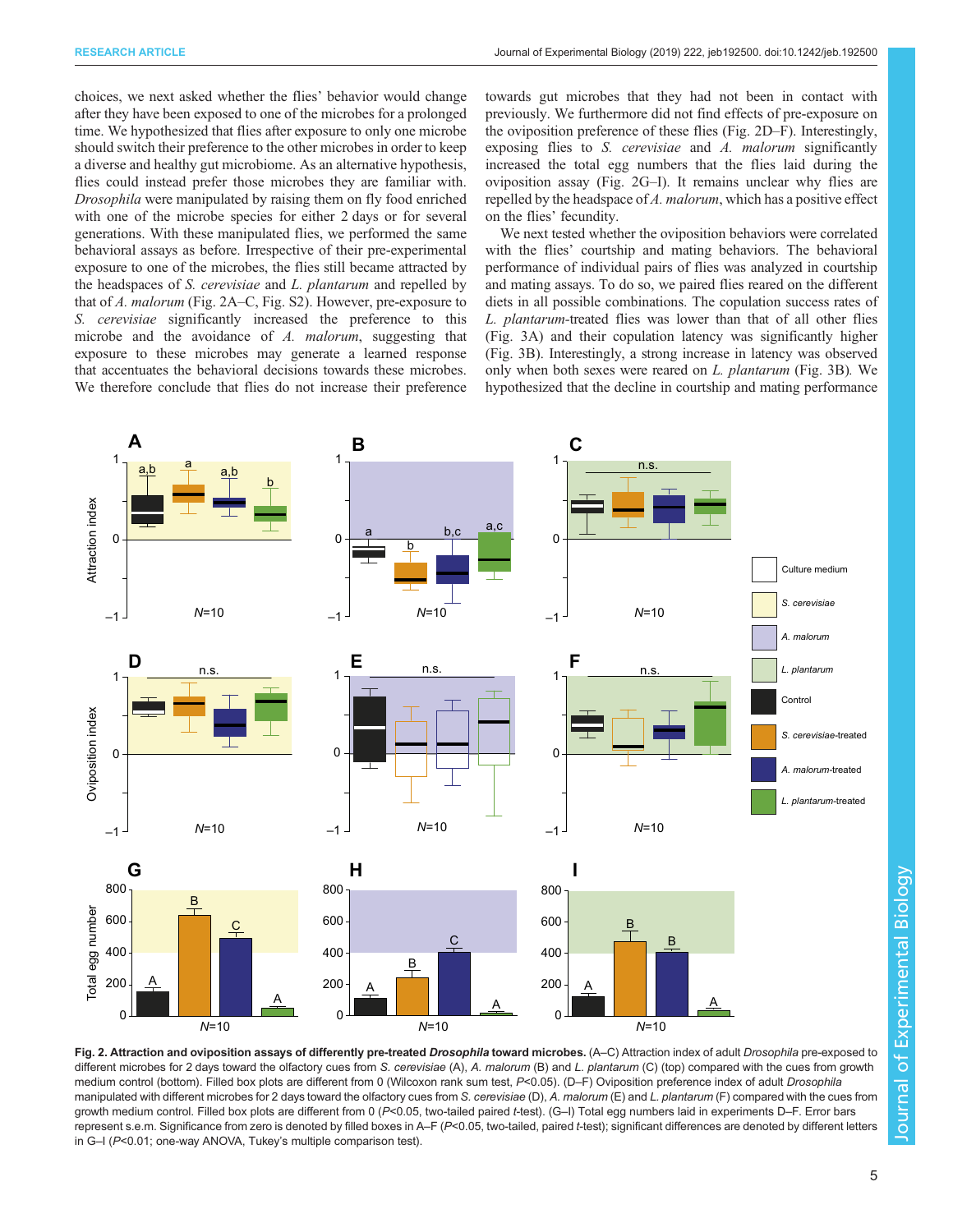choices, we next asked whether the flies' behavior would change after they have been exposed to one of the microbes for a prolonged time. We hypothesized that flies after exposure to only one microbe should switch their preference to the other microbes in order to keep a diverse and healthy gut microbiome. As an alternative hypothesis, flies could instead prefer those microbes they are familiar with. *Drosophila* were manipulated by raising them on fly food enriched with one of the microbe species for either 2 days or for several generations. With these manipulated flies, we performed the same behavioral assays as before. Irrespective of their pre-experimental exposure to one of the microbes, the flies still became attracted by the headspaces of *S. cerevisiae* and *L. plantarum* and repelled by that of *A. malorum* (Fig. 2A–C, Fig. S2). However, pre-exposure to *S. cerevisiae* significantly increased the preference to this microbe and the avoidance of *A. malorum*, suggesting that exposure to these microbes may generate a learned response that accentuates the behavioral decisions towards these microbes. We therefore conclude that flies do not increase their preference towards gut microbes that they had not been in contact with previously. We furthermore did not find effects of pre-exposure on the oviposition preference of these flies (Fig. 2D–F). Interestingly, exposing flies to *S. cerevisiae* and *A. malorum* significantly increased the total egg numbers that the flies laid during the oviposition assay (Fig. 2G–I). It remains unclear why flies are repelled by the headspace of *A. malorum*, which has a positive effect on the flies' fecundity.

We next tested whether the oviposition behaviors were correlated with the flies' courtship and mating behaviors. The behavioral performance of individual pairs of flies was analyzed in courtship and mating assays. To do so, we paired flies reared on the different diets in all possible combinations. The copulation success rates of *L. plantarum*-treated flies was lower than that of all other flies (Fig. 3A) and their copulation latency was significantly higher (Fig. 3B). Interestingly, a strong increase in latency was observed only when both sexes were reared on *L. plantarum* (Fig. 3B). We hypothesized that the decline in courtship and mating performance

**Fig. 2. Attraction and oviposition assays of differently pre-treated *Drosophila* toward microbes.** (A–C) Attraction index of adult *Drosophila* pre-exposed to different microbes for 2 days toward the olfactory cues from *S. cerevisiae* (A), *A. malorum* (B) and *L. plantarum* (C) (top) compared with the cues from growth medium control (bottom). Filled box plots are different from 0 (Wilcoxon rank sum test, $P<0.05$). (D–F) Oviposition preference index of adult *Drosophila* manipulated with different microbes for 2 days toward the olfactory cues from *S. cerevisiae* (D), *A. malorum* (E) and *L. plantarum* (F) compared with the cues from growth medium control. Filled box plots are different from 0 ($P<0.05$, two-tailed paired *t*-test). (G–I) Total egg numbers laid in experiments D–F. Error bars represent s.e.m. Significance from zero is denoted by filled boxes in A–F ($P<0.05$, two-tailed, paired *t*-test); significant differences are denoted by different letters in G–I ($P<0.01$; one-way ANOVA, Tukey's multiple comparison test).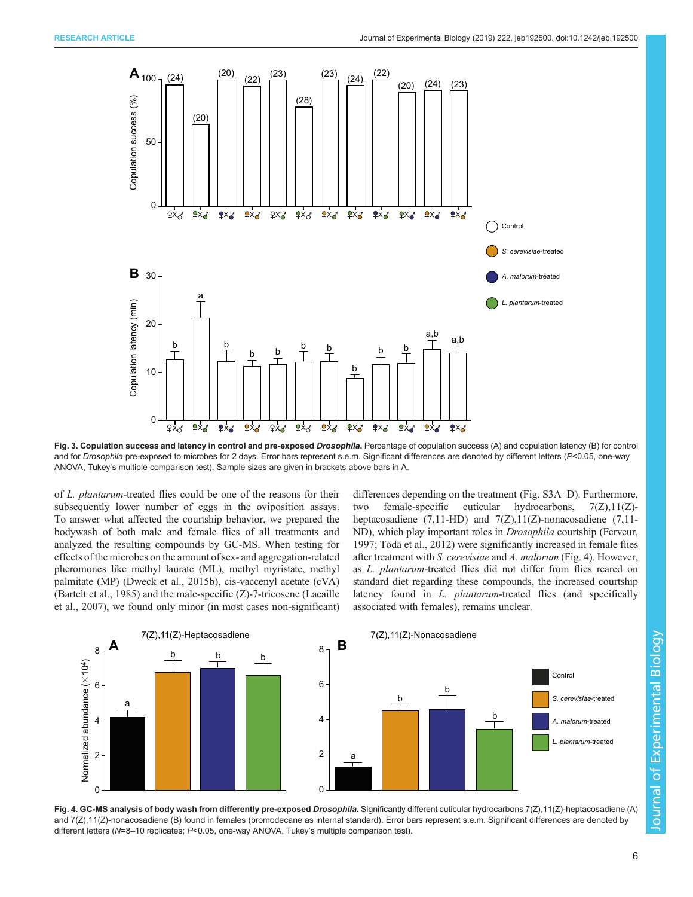**Fig. 3. Copulation success and latency in control and pre-exposed *Drosophila*.** Percentage of copulation success (A) and copulation latency (B) for control and for *Drosophila* pre-exposed to microbes for 2 days. Error bars represent s.e.m. Significant differences are denoted by different letters ($P$<0.05, one-way ANOVA, Tukey's multiple comparison test). Sample sizes are given in brackets above bars in A.

of *L. plantarum*-treated flies could be one of the reasons for their subsequently lower number of eggs in the oviposition assays. To answer what affected the courtship behavior, we prepared the bodywash of both male and female flies of all treatments and analyzed the resulting compounds by GC-MS. When testing for effects of the microbes on the amount of sex- and aggregation-related pheromones like methyl laurate (ML), methyl myristate, methyl palmitate (MP) (Dweck et al., 2015b), cis-vaccenyl acetate (cVA) (Bartelt et al., 1985) and the male-specific (Z)-7-tricosene (Lacaille et al., 2007), we found only minor (in most cases non-significant) differences depending on the treatment (Fig. S3A–D). Furthermore, two female-specific cuticular hydrocarbons, 7(Z),11(Z)-heptacosadiene (7,11-HD) and 7(Z),11(Z)-nonacosadiene (7,11-ND), which play important roles in *Drosophila* courtship (Ferveur, 1997; Toda et al., 2012) were significantly increased in female flies after treatment with *S. cerevisiae* and *A. malorum* (Fig. 4). However, as *L. plantarum*-treated flies did not differ from flies reared on standard diet regarding these compounds, the increased courtship latency found in *L. plantarum*-treated flies (and specifically associated with females), remains unclear.

**Fig. 4. GC-MS analysis of body wash from differently pre-exposed *Drosophila*.** Significantly different cuticular hydrocarbons 7(Z),11(Z)-heptacosadiene (A) and 7(Z),11(Z)-nonacosadiene (B) found in females (bromodecane as internal standard). Error bars represent s.e.m. Significant differences are denoted by different letters ($N$=8–10 replicates; $P$<0.05, one-way ANOVA, Tukey's multiple comparison test).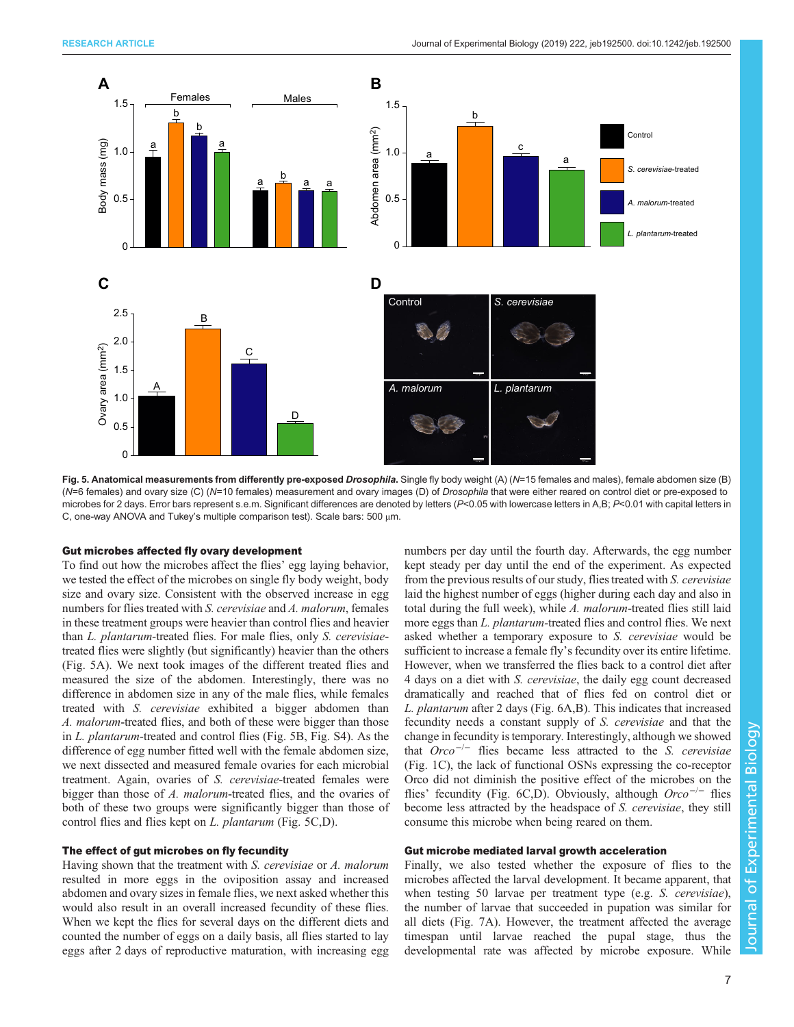**Fig. 5. Anatomical measurements from differently pre-exposed *Drosophila*.** Single fly body weight (A) (*N*=15 females and males), female abdomen size (B) (*N*=6 females) and ovary size (C) (*N*=10 females) measurement and ovary images (D) of *Drosophila* that were either reared on control diet or pre-exposed to microbes for 2 days. Error bars represent s.e.m. Significant differences are denoted by letters ($P<0.05$ with lowercase letters in A,B; $P<0.01$ with capital letters in C, one-way ANOVA and Tukey's multiple comparison test). Scale bars: 500 µm.

### Gut microbes affected fly ovary development

To find out how the microbes affect the flies' egg laying behavior, we tested the effect of the microbes on single fly body weight, body size and ovary size. Consistent with the observed increase in egg numbers for flies treated with *S. cerevisiae* and *A. malorum*, females in these treatment groups were heavier than control flies and heavier than *L. plantarum*-treated flies. For male flies, only *S. cerevisiae*-treated flies were slightly (but significantly) heavier than the others (Fig. 5A). We next took images of the different treated flies and measured the size of the abdomen. Interestingly, there was no difference in abdomen size in any of the male flies, while females treated with *S. cerevisiae* exhibited a bigger abdomen than *A. malorum*-treated flies, and both of these were bigger than those in *L. plantarum*-treated and control flies (Fig. 5B, Fig. S4). As the difference of egg number fitted well with the female abdomen size, we next dissected and measured female ovaries for each microbial treatment. Again, ovaries of *S. cerevisiae*-treated females were bigger than those of *A. malorum*-treated flies, and the ovaries of both of these two groups were significantly bigger than those of control flies and flies kept on *L. plantarum* (Fig. 5C,D).

### The effect of gut microbes on fly fecundity

Having shown that the treatment with *S. cerevisiae* or *A. malorum* resulted in more eggs in the oviposition assay and increased abdomen and ovary sizes in female flies, we next asked whether this would also result in an overall increased fecundity of these flies. When we kept the flies for several days on the different diets and counted the number of eggs on a daily basis, all flies started to lay eggs after 2 days of reproductive maturation, with increasing egg numbers per day until the fourth day. Afterwards, the egg number kept steady per day until the end of the experiment. As expected from the previous results of our study, flies treated with *S. cerevisiae* laid the highest number of eggs (higher during each day and also in total during the full week), while *A. malorum*-treated flies still laid more eggs than *L. plantarum*-treated flies and control flies. We next asked whether a temporary exposure to *S. cerevisiae* would be sufficient to increase a female fly's fecundity over its entire lifetime. However, when we transferred the flies back to a control diet after 4 days on a diet with *S. cerevisiae*, the daily egg count decreased dramatically and reached that of flies fed on control diet or *L. plantarum* after 2 days (Fig. 6A,B). This indicates that increased fecundity needs a constant supply of *S. cerevisiae* and that the change in fecundity is temporary. Interestingly, although we showed that *Orco*$^{-/-}$ flies became less attracted to the *S. cerevisiae* (Fig. 1C), the lack of functional OSNs expressing the co-receptor Orco did not diminish the positive effect of the microbes on the flies' fecundity (Fig. 6C,D). Obviously, although *Orco*$^{-/-}$ flies become less attracted by the headspace of *S. cerevisiae*, they still consume this microbe when being reared on them.

### Gut microbe mediated larval growth acceleration

Finally, we also tested whether the exposure of flies to the microbes affected the larval development. It became apparent, that when testing 50 larvae per treatment type (e.g. *S. cerevisiae*), the number of larvae that succeeded in pupation was similar for all diets (Fig. 7A). However, the treatment affected the average timespan until larvae reached the pupal stage, thus the developmental rate was affected by microbe exposure. While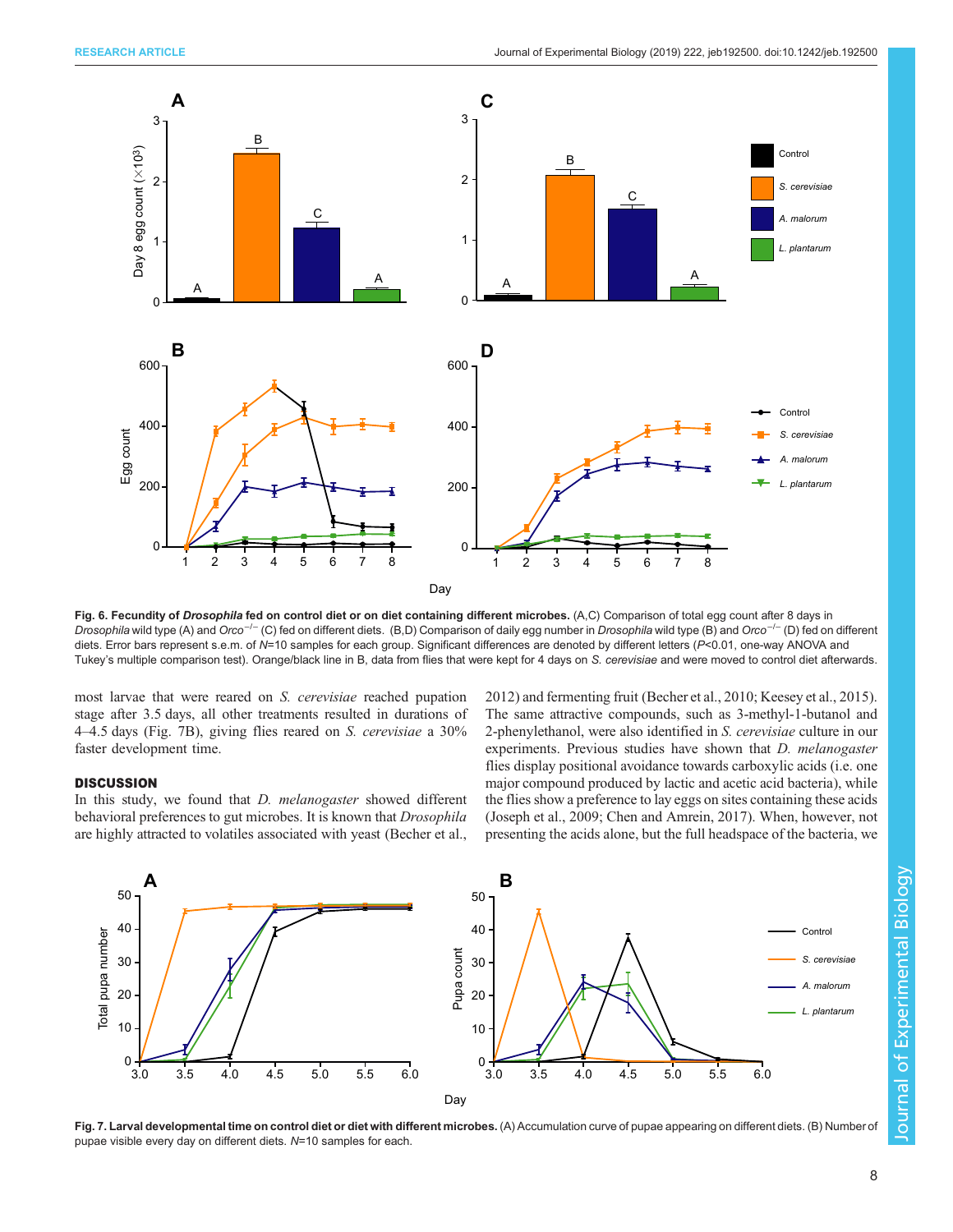**Fig. 6. Fecundity of *Drosophila* fed on control diet or on diet containing different microbes.** (A,C) Comparison of total egg count after 8 days in *Drosophila* wild type (A) and *Orco*$^{-/-}$ (C) fed on different diets. (B,D) Comparison of daily egg number in *Drosophila* wild type (B) and *Orco*$^{-/-}$ (D) fed on different diets. Error bars represent s.e.m. of $N$=10 samples for each group. Significant differences are denoted by different letters ($P$<0.01, one-way ANOVA and Tukey's multiple comparison test). Orange/black line in B, data from flies that were kept for 4 days on *S. cerevisiae* and were moved to control diet afterwards.

most larvae that were reared on *S. cerevisiae* reached pupation stage after 3.5 days, all other treatments resulted in durations of 4–4.5 days (Fig. 7B), giving flies reared on *S. cerevisiae* a 30% faster development time.

## DISCUSSION

In this study, we found that *D. melanogaster* showed different behavioral preferences to gut microbes. It is known that *Drosophila* are highly attracted to volatiles associated with yeast (Becher et al., 2012) and fermenting fruit (Becher et al., 2010; Keesey et al., 2015). The same attractive compounds, such as 3-methyl-1-butanol and 2-phenylethanol, were also identified in *S. cerevisiae* culture in our experiments. Previous studies have shown that *D. melanogaster* flies display positional avoidance towards carboxylic acids (i.e. one major compound produced by lactic and acetic acid bacteria), while the flies show a preference to lay eggs on sites containing these acids (Joseph et al., 2009; Chen and Amrein, 2017). When, however, not presenting the acids alone, but the full headspace of the bacteria, we

**Fig. 7. Larval developmental time on control diet or diet with different microbes.** (A) Accumulation curve of pupae appearing on different diets. (B) Number of pupae visible every day on different diets. $N$=10 samples for each.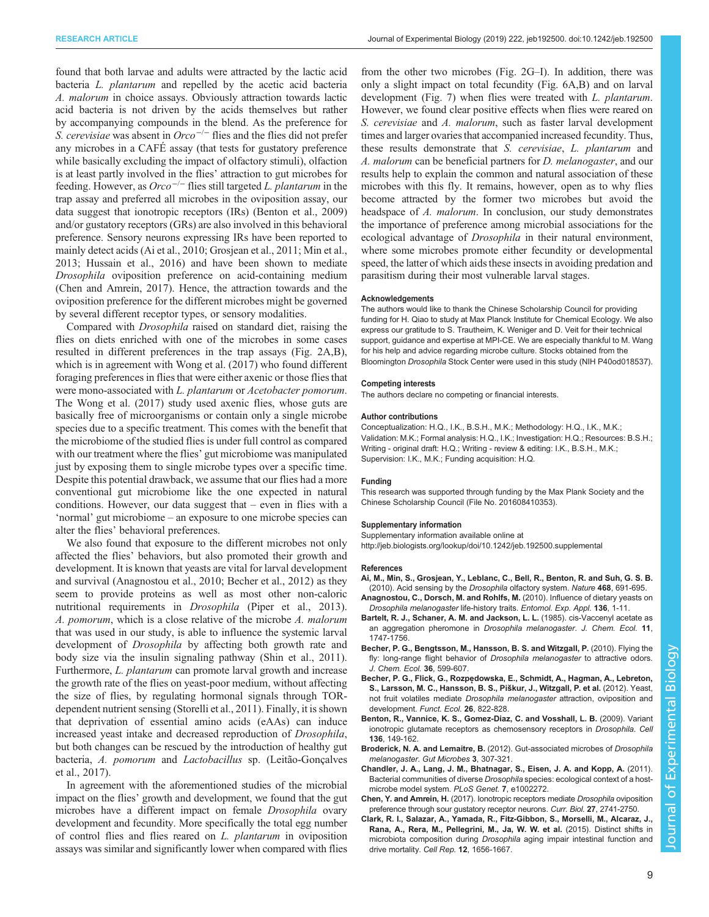found that both larvae and adults were attracted by the lactic acid bacteria *L. plantarum* and repelled by the acetic acid bacteria *A. malorum* in choice assays. Obviously attraction towards lactic acid bacteria is not driven by the acids themselves but rather by accompanying compounds in the blend. As the preference for *S. cerevisiae* was absent in $Orco^{-/-}$ flies and the flies did not prefer any microbes in a CAFÉ assay (that tests for gustatory preference while basically excluding the impact of olfactory stimuli), olfaction is at least partly involved in the flies' attraction to gut microbes for feeding. However, as $Orco^{-/-}$ flies still targeted *L. plantarum* in the trap assay and preferred all microbes in the oviposition assay, our data suggest that ionotropic receptors (IRs) (Benton et al., 2009) and/or gustatory receptors (GRs) are also involved in this behavioral preference. Sensory neurons expressing IRs have been reported to mainly detect acids (Ai et al., 2010; Grosjean et al., 2011; Min et al., 2013; Hussain et al., 2016) and have been shown to mediate *Drosophila* oviposition preference on acid-containing medium (Chen and Amrein, 2017). Hence, the attraction towards and the oviposition preference for the different microbes might be governed by several different receptor types, or sensory modalities.

Compared with *Drosophila* raised on standard diet, raising the flies on diets enriched with one of the microbes in some cases resulted in different preferences in the trap assays (Fig. 2A,B), which is in agreement with Wong et al. (2017) who found different foraging preferences in flies that were either axenic or those flies that were mono-associated with *L. plantarum* or *Acetobacter pomorum*. The Wong et al. (2017) study used axenic flies, whose guts are basically free of microorganisms or contain only a single microbe species due to a specific treatment. This comes with the benefit that the microbiome of the studied flies is under full control as compared with our treatment where the flies' gut microbiome was manipulated just by exposing them to single microbe types over a specific time. Despite this potential drawback, we assume that our flies had a more conventional gut microbiome like the one expected in natural conditions. However, our data suggest that – even in flies with a 'normal' gut microbiome – an exposure to one microbe species can alter the flies' behavioral preferences.

We also found that exposure to the different microbes not only affected the flies' behaviors, but also promoted their growth and development. It is known that yeasts are vital for larval development and survival (Anagnostou et al., 2010; Becher et al., 2012) as they seem to provide proteins as well as most other non-caloric nutritional requirements in *Drosophila* (Piper et al., 2013). *A. pomorum*, which is a close relative of the microbe *A. malorum* that was used in our study, is able to influence the systemic larval development of *Drosophila* by affecting both growth rate and body size via the insulin signaling pathway (Shin et al., 2011). Furthermore, *L. plantarum* can promote larval growth and increase the growth rate of the flies on yeast-poor medium, without affecting the size of flies, by regulating hormonal signals through TOR-dependent nutrient sensing (Storelli et al., 2011). Finally, it is shown that deprivation of essential amino acids (eAAs) can induce increased yeast intake and decreased reproduction of *Drosophila*, but both changes can be rescued by the introduction of healthy gut bacteria, *A. pomorum* and *Lactobacillus* sp. (Leitão-Gonçalves et al., 2017).

In agreement with the aforementioned studies of the microbial impact on the flies' growth and development, we found that the gut microbes have a different impact on female *Drosophila* ovary development and fecundity. More specifically the total egg number of control flies and flies reared on *L. plantarum* in oviposition assays was similar and significantly lower when compared with flies from the other two microbes (Fig. 2G–I). In addition, there was only a slight impact on total fecundity (Fig. 6A,B) and on larval development (Fig. 7) when flies were treated with *L. plantarum*. However, we found clear positive effects when flies were reared on *S. cerevisiae* and *A. malorum*, such as faster larval development times and larger ovaries that accompanied increased fecundity. Thus, these results demonstrate that *S. cerevisiae*, *L. plantarum* and *A. malorum* can be beneficial partners for *D. melanogaster*, and our results help to explain the common and natural association of these microbes with this fly. It remains, however, open as to why flies become attracted by the former two microbes but avoid the headspace of *A. malorum*. In conclusion, our study demonstrates the importance of preference among microbial associations for the ecological advantage of *Drosophila* in their natural environment, where some microbes promote either fecundity or developmental speed, the latter of which aids these insects in avoiding predation and parasitism during their most vulnerable larval stages.

#### Acknowledgements

The authors would like to thank the Chinese Scholarship Council for providing funding for H. Qiao to study at Max Planck Institute for Chemical Ecology. We also express our gratitude to S. Trautheim, K. Weniger and D. Veit for their technical support, guidance and expertise at MPI-CE. We are especially thankful to M. Wang for his help and advice regarding microbe culture. Stocks obtained from the Bloomington *Drosophila* Stock Center were used in this study (NIH P40od018537).

#### Competing interests

The authors declare no competing or financial interests.

#### Author contributions

Conceptualization: H.Q., I.K., B.S.H., M.K.; Methodology: H.Q., I.K., M.K.; Validation: M.K.; Formal analysis: H.Q., I.K.; Investigation: H.Q.; Resources: B.S.H.; Writing - original draft: H.Q.; Writing - review & editing: I.K., B.S.H., M.K.; Supervision: I.K., M.K.; Funding acquisition: H.Q.

#### Funding

This research was supported through funding by the Max Plank Society and the Chinese Scholarship Council (File No. 201608410353).

#### Supplementary information

Supplementary information available online at http://jeb.biologists.org/lookup/doi/10.1242/jeb.192500.supplemental

#### References

**Ai, M., Min, S., Grosjean, Y., Leblanc, C., Bell, R., Benton, R. and Suh, G. S. B.** (2010). Acid sensing by the *Drosophila* olfactory system. *Nature* **468**, 691-695.

**Anagnostou, C., Dorsch, M. and Rohlfs, M.** (2010). Influence of dietary yeasts on *Drosophila melanogaster* life-history traits. *Entomol. Exp. Appl.* **136**, 1-11.

**Bartelt, R. J., Schaner, A. M. and Jackson, L. L.** (1985). cis-Vaccenyl acetate as an aggregation pheromone in *Drosophila melanogaster*. *J. Chem. Ecol.* **11**, 1747-1756.

**Becher, P. G., Bengtsson, M., Hansson, B. S. and Witzgall, P.** (2010). Flying the fly: long-range flight behavior of *Drosophila melanogaster* to attractive odors. *J. Chem. Ecol.* **36**, 599-607.

**Becher, P. G., Flick, G., Rozpędowska, E., Schmidt, A., Hagman, A., Lebreton, S., Larsson, M. C., Hansson, B. S., Piškur, J., Witzgall, P. et al.** (2012). Yeast, not fruit volatiles mediate *Drosophila melanogaster* attraction, oviposition and development. *Funct. Ecol.* **26**, 822-828.

**Benton, R., Vannice, K. S., Gomez-Diaz, C. and Vosshall, L. B.** (2009). Variant ionotropic glutamate receptors as chemosensory receptors in *Drosophila*. *Cell* **136**, 149-162.

**Broderick, N. A. and Lemaitre, B.** (2012). Gut-associated microbes of *Drosophila melanogaster*. *Gut Microbes* **3**, 307-321.

**Chandler, J. A., Lang, J. M., Bhatnagar, S., Eisen, J. A. and Kopp, A.** (2011). Bacterial communities of diverse *Drosophila* species: ecological context of a host-microbe model system. *PLoS Genet.* **7**, e1002272.

**Chen, Y. and Amrein, H.** (2017). Ionotropic receptors mediate *Drosophila* oviposition preference through sour gustatory receptor neurons. *Curr. Biol.* **27**, 2741-2750.

**Clark, R. I., Salazar, A., Yamada, R., Fitz-Gibbon, S., Morselli, M., Alcaraz, J., Rana, A., Rera, M., Pellegrini, M., Ja, W. W. et al.** (2015). Distinct shifts in microbiota composition during *Drosophila* aging impair intestinal function and drive mortality. *Cell Rep.* **12**, 1656-1667.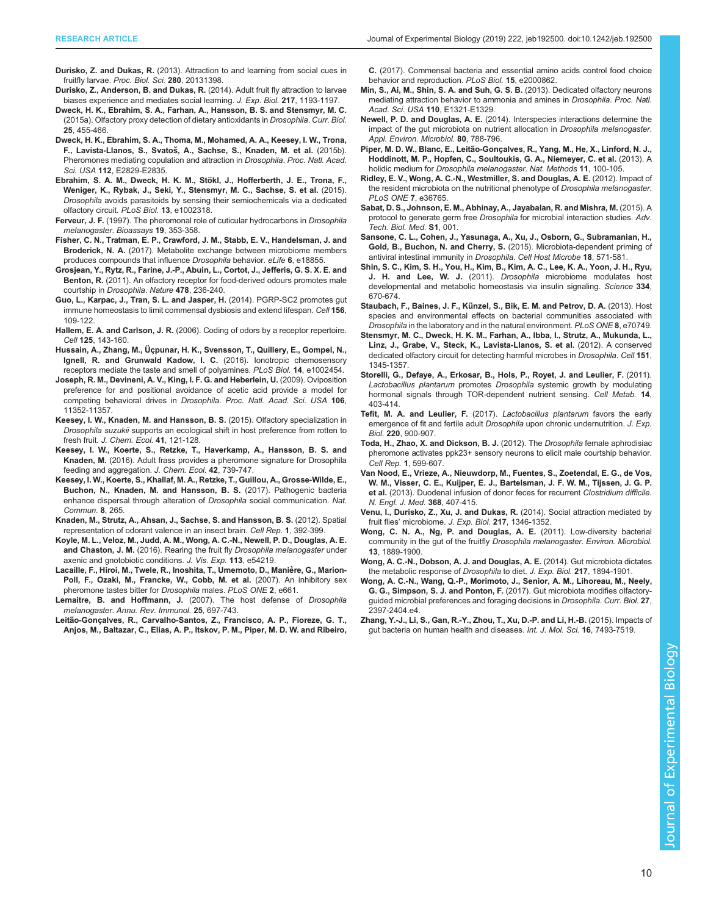**Durisko, Z. and Dukas, R.** (2013). Attraction to and learning from social cues in fruitfly larvae. *Proc. Biol. Sci.* **280**, 20131398.

**Durisko, Z., Anderson, B. and Dukas, R.** (2014). Adult fruit fly attraction to larvae biases experience and mediates social learning. *J. Exp. Biol.* **217**, 1193-1197.

**Dweck, H. K., Ebrahim, S. A., Farhan, A., Hansson, B. S. and Stensmyr, M. C.** (2015a). Olfactory proxy detection of dietary antioxidants in *Drosophila*. *Curr. Biol.* **25**, 455-466.

**Dweck, H. K., Ebrahim, S. A., Thoma, M., Mohamed, A. A., Keesey, I. W., Trona, F., Lavista-Llanos, S., Svatoš, A., Sachse, S., Knaden, M. et al.** (2015b). Pheromones mediating copulation and attraction in *Drosophila*. *Proc. Natl. Acad. Sci. USA* **112**, E2829-E2835.

**Ebrahim, S. A., Dweck, H. K. M., Stökl, J., Hofferberth, J. E., Trona, F., Weniger, K., Rybak, J., Seki, Y., Stensmyr, M. C., Sachse, S. et al.** (2015). *Drosophila* avoids parasitoids by sensing their semiochemicals via a dedicated olfactory circuit. *PLoS Biol.* **13**, e1002318.

**Ferveur, J. F.** (1997). The pheromonal role of cuticular hydrocarbons in *Drosophila melanogaster*. *Bioassays* **19**, 353-358.

**Fisher, C. N., Trautman, E. P., Crawford, J. M., Stabb, E. V., Handelsman, J. and Broderick, N. A.** (2017). Metabolite exchange between microbiome members produces compounds that influence *Drosophila* behavior. *eLife* **6**, e18855.

**Grosjean, Y., Rytz, R., Farine, J.-P., Abuin, L., Cortot, J., Jefferis, G. S. X. E. and Benton, R.** (2011). An olfactory receptor for food-derived odours promotes male courtship in *Drosophila*. *Nature* **478**, 236-240.

**Guo, L., Karpac, J., Tran, S. L. and Jasper, H.** (2014). PGRP-SC2 promotes gut immune homeostasis to limit commensal dysbiosis and extend lifespan. *Cell* **156**, 109-122.

**Hallem, E. A. and Carlson, J. R.** (2006). Coding of odors by a receptor repertoire. *Cell* **125**, 143-160.

**Hussain, A., Zhang, M., Üçpunar, H. K., Svensson, T., Quillery, E., Gompel, N., Ignell, R. and Grunwald Kadow, I. C.** (2016). Ionotropic chemosensory receptors mediate the taste and smell of polyamines. *PLoS Biol.* **14**, e1002454.

**Joseph, R. M., Devineni, A. V., King, I. F. G. and Heberlein, U.** (2009). Oviposition preference for and positional avoidance of acetic acid provide a model for competing behavioral drives in *Drosophila*. *Proc. Natl. Acad. Sci. USA* **106**, 11352-11357.

**Keesey, I. W., Knaden, M. and Hansson, B. S.** (2015). Olfactory specialization in *Drosophila suzukii* supports an ecological shift in host preference from rotten to fresh fruit. *J. Chem. Ecol.* **41**, 121-128.

**Keesey, I. W., Koerte, S., Retzke, T., Haverkamp, A., Hansson, B. S. and Knaden, M.** (2016). Adult frass provides a pheromone signature for Drosophila feeding and aggregation. *J. Chem. Ecol.* **42**, 739-747.

**Keesey, I. W., Koerte, S., Khallaf, M. A., Retzke, T., Guillou, A., Grosse-Wilde, E., Buchon, N., Knaden, M. and Hansson, B. S.** (2017). Pathogenic bacteria enhance dispersal through alteration of *Drosophila* social communication. *Nat. Commun.* **8**, 265.

**Knaden, M., Strutz, A., Ahsan, J., Sachse, S. and Hansson, B. S.** (2012). Spatial representation of odorant valence in an insect brain. *Cell Rep.* **1**, 392-399.

**Koyle, M. L., Veloz, M., Judd, A. M., Wong, A. C.-N., Newell, P. D., Douglas, A. E. and Chaston, J. M.** (2016). Rearing the fruit fly *Drosophila melanogaster* under axenic and gnotobiotic conditions. *J. Vis. Exp.* **113**, e54219.

**Lacaille, F., Hiroi, M., Twele, R., Inoshita, T., Umemoto, D., Manière, G., Marion-Poll, F., Ozaki, M., Francke, W., Cobb, M. et al.** (2007). An inhibitory sex pheromone tastes bitter for *Drosophila* males. *PLoS ONE* **2**, e661.

**Lemaitre, B. and Hoffmann, J.** (2007). The host defense of *Drosophila melanogaster*. *Annu. Rev. Immunol.* **25**, 697-743.

**Leitão-Gonçalves, R., Carvalho-Santos, Z., Francisco, A. P., Fioreze, G. T., Anjos, M., Baltazar, C., Elias, A. P., Itskov, P. M., Piper, M. D. W. and Ribeiro, C.** (2017). Commensal bacteria and essential amino acids control food choice behavior and reproduction. *PLoS Biol.* **15**, e2000862.

**Min, S., Ai, M., Shin, S. A. and Suh, G. S. B.** (2013). Dedicated olfactory neurons mediating attraction behavior to ammonia and amines in *Drosophila*. *Proc. Natl. Acad. Sci. USA* **110**, E1321-E1329.

**Newell, P. D. and Douglas, A. E.** (2014). Interspecies interactions determine the impact of the gut microbiota on nutrient allocation in *Drosophila melanogaster*. *Appl. Environ. Microbiol.* **80**, 788-796.

**Piper, M. D. W., Blanc, E., Leitão-Gonçalves, R., Yang, M., He, X., Linford, N. J., Hoddinott, M. P., Hopfen, C., Soultoukis, G. A., Niemeyer, C. et al.** (2013). A holidic medium for *Drosophila melanogaster*. *Nat. Methods* **11**, 100-105.

**Ridley, E. V., Wong, A. C.-N., Westmiller, S. and Douglas, A. E.** (2012). Impact of the resident microbiota on the nutritional phenotype of *Drosophila melanogaster*. *PLoS ONE* **7**, e36765.

**Sabat, D. S., Johnson, E. M., Abhinay, A., Jayabalan, R. and Mishra, M.** (2015). A protocol to generate germ free *Drosophila* for microbial interaction studies. *Adv. Tech. Biol. Med.* **S1**, 001.

**Sansone, C. L., Cohen, J., Yasunaga, A., Xu, J., Osborn, G., Subramanian, H., Gold, B., Buchon, N. and Cherry, S.** (2015). Microbiota-dependent priming of antiviral intestinal immunity in *Drosophila*. *Cell Host Microbe* **18**, 571-581.

**Shin, S. C., Kim, S. H., You, H., Kim, B., Kim, A. C., Lee, K. A., Yoon, J. H., Ryu, J. H. and Lee, W. J.** (2011). *Drosophila* microbiome modulates host developmental and metabolic homeostasis via insulin signaling. *Science* **334**, 670-674.

**Staubach, F., Baines, J. F., Künzel, S., Bik, E. M. and Petrov, D. A.** (2013). Host species and environmental effects on bacterial communities associated with *Drosophila* in the laboratory and in the natural environment. *PLoS ONE* **8**, e70749.

**Stensmyr, M. C., Dweck, H. K. M., Farhan, A., Ibba, I., Strutz, A., Mukunda, L., Linz, J., Grabe, V., Steck, K., Lavista-Llanos, S. et al.** (2012). A conserved dedicated olfactory circuit for detecting harmful microbes in *Drosophila*. *Cell* **151**, 1345-1357.

**Storelli, G., Defaye, A., Erkosar, B., Hols, P., Royet, J. and Leulier, F.** (2011). *Lactobacillus plantarum* promotes *Drosophila* systemic growth by modulating hormonal signals through TOR-dependent nutrient sensing. *Cell Metab.* **14**, 403-414.

**Tefit, M. A. and Leulier, F.** (2017). *Lactobacillus plantarum* favors the early emergence of fit and fertile adult *Drosophila* upon chronic undernutrition. *J. Exp. Biol.* **220**, 900-907.

**Toda, H., Zhao, X. and Dickson, B. J.** (2012). The *Drosophila* female aphrodisiac pheromone activates ppk23+ sensory neurons to elicit male courtship behavior. *Cell Rep.* **1**, 599-607.

**Van Nood, E., Vrieze, A., Nieuwdorp, M., Fuentes, S., Zoetendal, E. G., de Vos, W. M., Visser, C. E., Kuijper, E. J., Bartelsman, J. F. W. M., Tijssen, J. G. P. et al.** (2013). Duodenal infusion of donor feces for recurrent *Clostridium difficile*. *N. Engl. J. Med.* **368**, 407-415.

**Venu, I., Durisko, Z., Xu, J. and Dukas, R.** (2014). Social attraction mediated by fruit flies' microbiome. *J. Exp. Biol.* **217**, 1346-1352.

**Wong, C. N. A., Ng, P. and Douglas, A. E.** (2011). Low-diversity bacterial community in the gut of the fruitfly *Drosophila melanogaster*. *Environ. Microbiol.* **13**, 1889-1900.

**Wong, A. C.-N., Dobson, A. J. and Douglas, A. E.** (2014). Gut microbiota dictates the metabolic response of *Drosophila* to diet. *J. Exp. Biol.* **217**, 1894-1901.

**Wong, A. C.-N., Wang, Q.-P., Morimoto, J., Senior, A. M., Lihoreau, M., Neely, G. G., Simpson, S. J. and Ponton, F.** (2017). Gut microbiota modifies olfactory-guided microbial preferences and foraging decisions in *Drosophila*. *Curr. Biol.* **27**, 2397-2404.e4.

**Zhang, Y.-J., Li, S., Gan, R.-Y., Zhou, T., Xu, D.-P. and Li, H.-B.** (2015). Impacts of gut bacteria on human health and diseases. *Int. J. Mol. Sci.* **16**, 7493-7519.